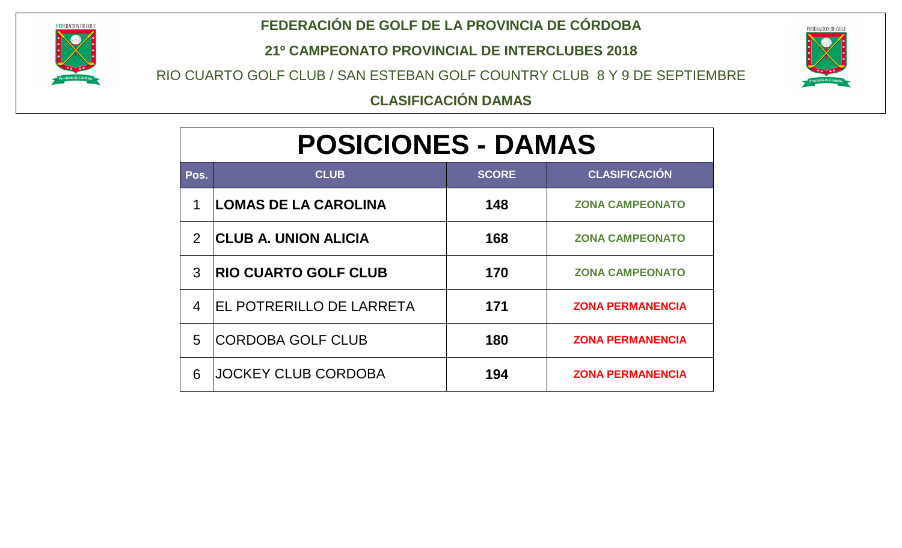# FEDERACIÓN DE GOLF DE LA PROVINCIA DE CÓRDOBA

## 21º CAMPEONATO PROVINCIAL DE INTERCLUBES 2018

RIO CUARTO GOLF CLUB / SAN ESTEBAN GOLF COUNTRY CLUB 8 Y 9 DE SEPTIEMBRE

**CLASIFICACIÓN DAMAS**

## POSICIONES - DAMAS

| Pos. | CLUB | SCORE | CLASIFICACIÓN |
|---|---|---|---|
| 1 | **LOMAS DE LA CAROLINA** | **148** | **ZONA CAMPEONATO** |
| 2 | **CLUB A. UNION ALICIA** | **168** | **ZONA CAMPEONATO** |
| 3 | **RIO CUARTO GOLF CLUB** | **170** | **ZONA CAMPEONATO** |
| 4 | EL POTRERILLO DE LARRETA | **171** | **ZONA PERMANENCIA** |
| 5 | CORDOBA GOLF CLUB | **180** | **ZONA PERMANENCIA** |
| 6 | JOCKEY CLUB CORDOBA | **194** | **ZONA PERMANENCIA** |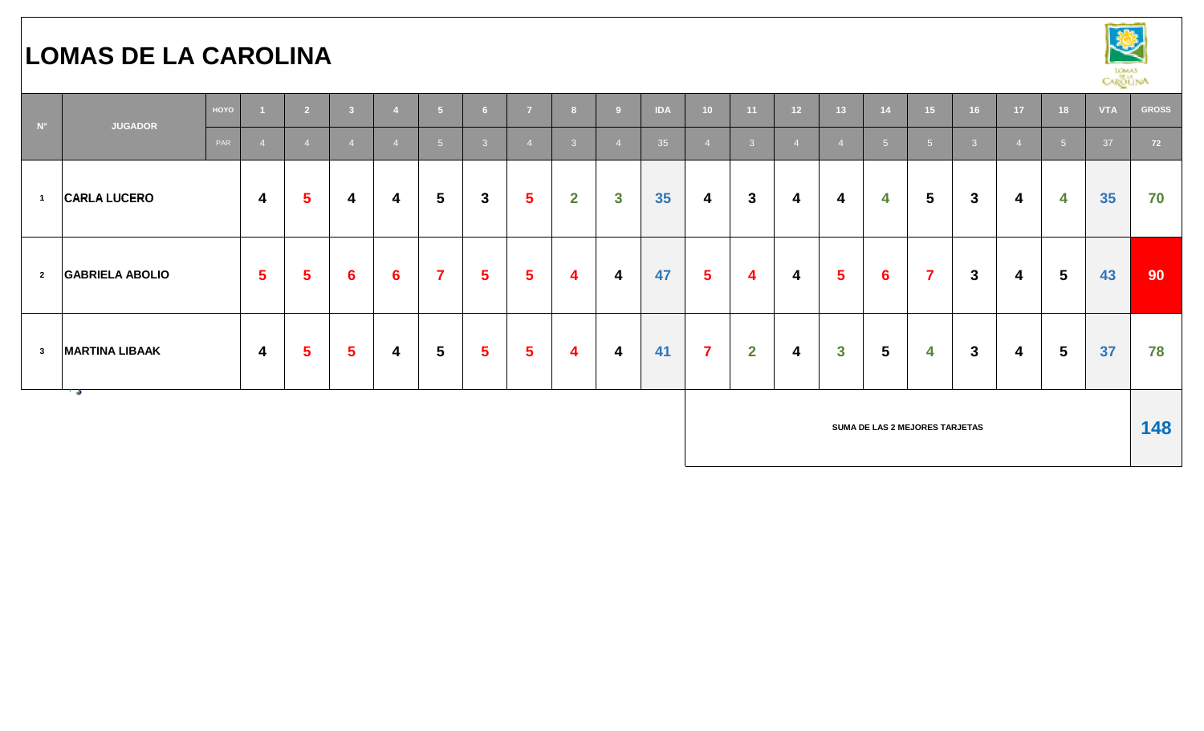# LOMAS DE LA CAROLINA

| N° | JUGADOR | HOYO | 1 | 2 | 3 | 4 | 5 | 6 | 7 | 8 | 9 | IDA | 10 | 11 | 12 | 13 | 14 | 15 | 16 | 17 | 18 | VTA | GROSS |
|---|---|---|---|---|---|---|---|---|---|---|---|---|---|---|---|---|---|---|---|---|---|---|---|
| | | PAR | 4 | 4 | 4 | 4 | 5 | 3 | 4 | 3 | 4 | 35 | 4 | 3 | 4 | 4 | 5 | 5 | 3 | 4 | 5 | 37 | 72 |
| 1 | CARLA LUCERO | | 4 | 5 | 4 | 4 | 5 | 3 | 5 | 2 | 3 | 35 | 4 | 3 | 4 | 4 | 4 | 5 | 3 | 4 | 4 | 35 | 70 |
| 2 | GABRIELA ABOLIO | | 5 | 5 | 6 | 6 | 7 | 5 | 5 | 4 | 4 | 47 | 5 | 4 | 4 | 5 | 6 | 7 | 3 | 4 | 5 | 43 | 90 |
| 3 | MARTINA LIBAAK | | 4 | 5 | 5 | 4 | 5 | 5 | 5 | 4 | 4 | 41 | 7 | 2 | 4 | 3 | 5 | 4 | 3 | 4 | 5 | 37 | 78 |

| SUMA DE LAS 2 MEJORES TARJETAS | 148 |
|---|---|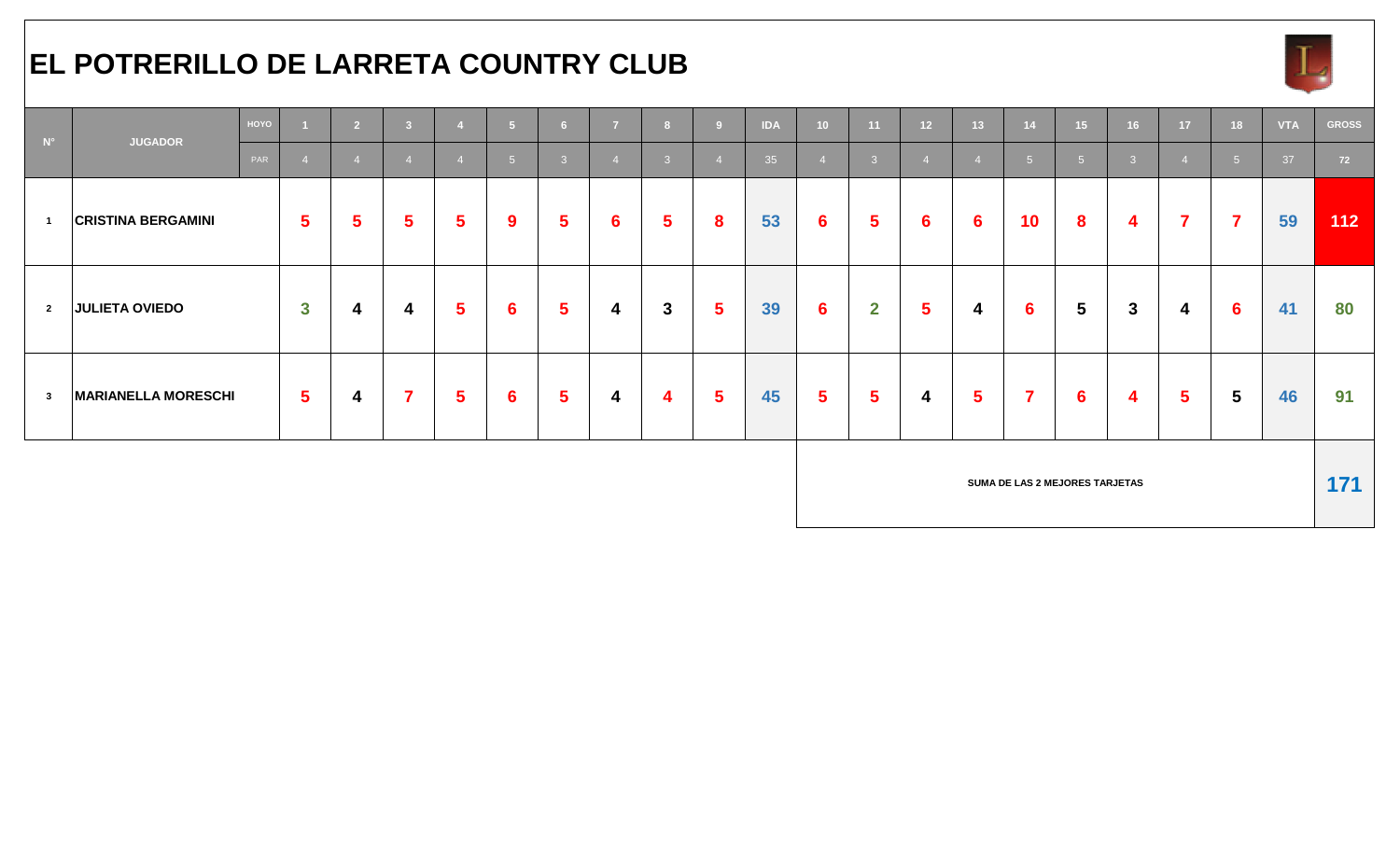# EL POTRERILLO DE LARRETA COUNTRY CLUB

| N° | JUGADOR | HOYO | 1 | 2 | 3 | 4 | 5 | 6 | 7 | 8 | 9 | IDA | 10 | 11 | 12 | 13 | 14 | 15 | 16 | 17 | 18 | VTA | GROSS |
|---|---|---|---|---|---|---|---|---|---|---|---|---|---|---|---|---|---|---|---|---|---|---|---|
| | | PAR | 4 | 4 | 4 | 4 | 5 | 3 | 4 | 3 | 4 | 35 | 4 | 3 | 4 | 4 | 5 | 5 | 3 | 4 | 5 | 37 | 72 |
| 1 | CRISTINA BERGAMINI | | 5 | 5 | 5 | 5 | 9 | 5 | 6 | 5 | 8 | 53 | 6 | 5 | 6 | 6 | 10 | 8 | 4 | 7 | 7 | 59 | 112 |
| 2 | JULIETA OVIEDO | | 3 | 4 | 4 | 5 | 6 | 5 | 4 | 3 | 5 | 39 | 6 | 2 | 5 | 4 | 6 | 5 | 3 | 4 | 6 | 41 | 80 |
| 3 | MARIANELLA MORESCHI | | 5 | 4 | 7 | 5 | 6 | 5 | 4 | 4 | 5 | 45 | 5 | 5 | 4 | 5 | 7 | 6 | 4 | 5 | 5 | 46 | 91 |

| SUMA DE LAS 2 MEJORES TARJETAS | 171 |
|---|---|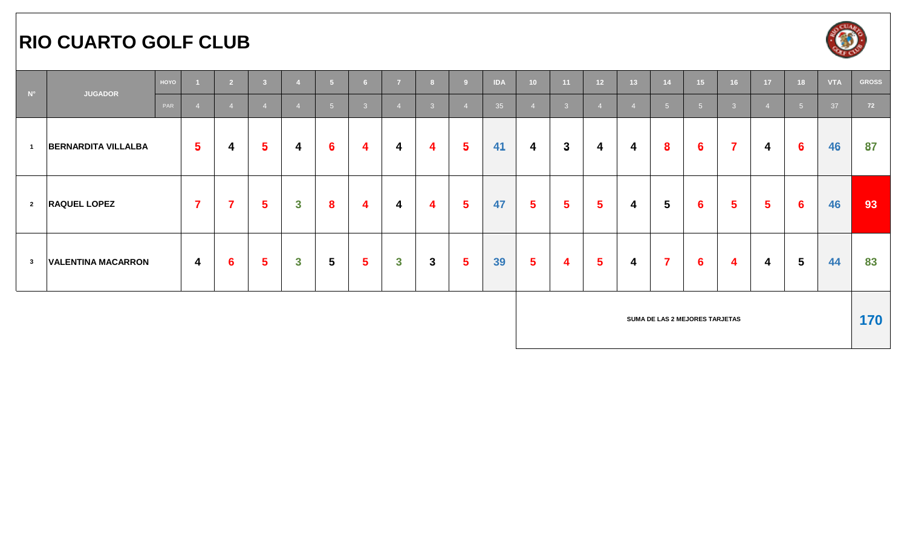# RIO CUARTO GOLF CLUB

| Nº | JUGADOR | HOYO | 1 | 2 | 3 | 4 | 5 | 6 | 7 | 8 | 9 | IDA | 10 | 11 | 12 | 13 | 14 | 15 | 16 | 17 | 18 | VTA | GROSS |
|---|---|---|---|---|---|---|---|---|---|---|---|---|---|---|---|---|---|---|---|---|---|---|---|
| | | PAR | 4 | 4 | 4 | 4 | 5 | 3 | 4 | 3 | 4 | 35 | 4 | 3 | 4 | 4 | 5 | 5 | 3 | 4 | 5 | 37 | 72 |
| 1 | BERNARDITA VILLALBA | | 5 | 4 | 5 | 4 | 6 | 4 | 4 | 4 | 5 | 41 | 4 | 3 | 4 | 4 | 8 | 6 | 7 | 4 | 6 | 46 | 87 |
| 2 | RAQUEL LOPEZ | | 7 | 7 | 5 | 3 | 8 | 4 | 4 | 4 | 5 | 47 | 5 | 5 | 5 | 4 | 5 | 6 | 5 | 5 | 6 | 46 | 93 |
| 3 | VALENTINA MACARRON | | 4 | 6 | 5 | 3 | 5 | 5 | 3 | 3 | 5 | 39 | 5 | 4 | 5 | 4 | 7 | 6 | 4 | 4 | 5 | 44 | 83 |

**SUMA DE LAS 2 MEJORES TARJETAS: 170**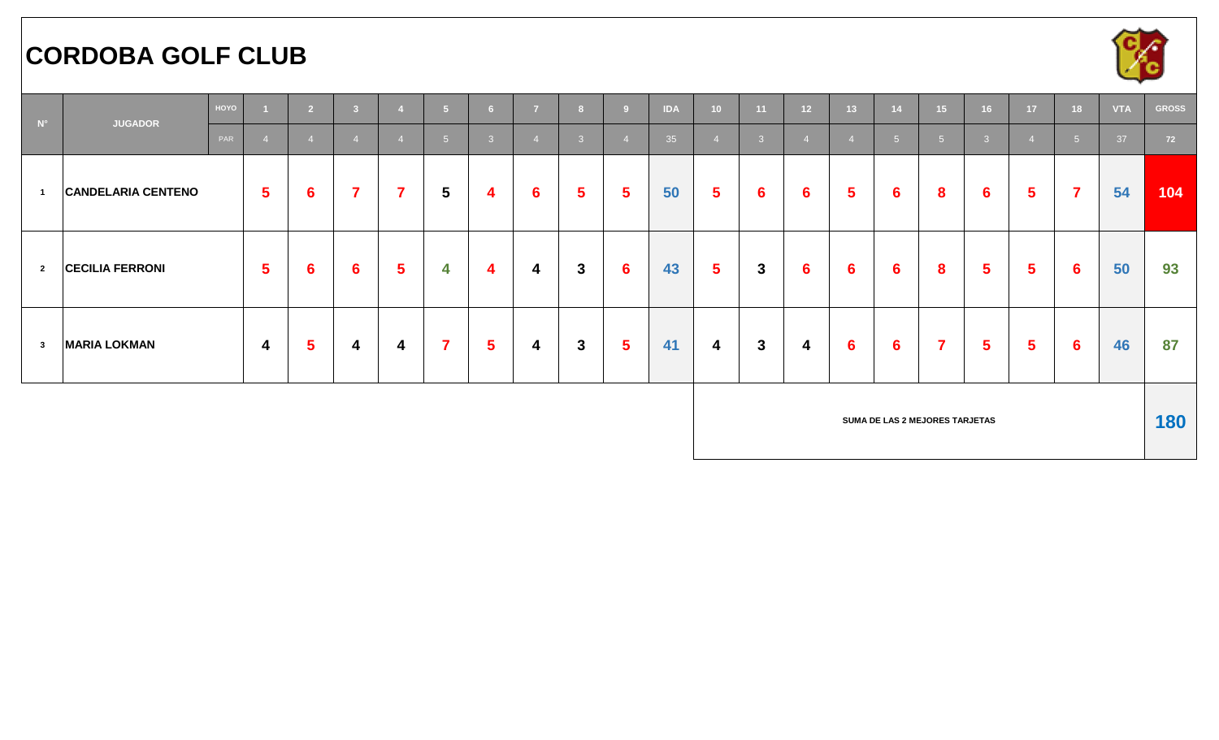# CORDOBA GOLF CLUB

| N° | JUGADOR | HOYO | 1 | 2 | 3 | 4 | 5 | 6 | 7 | 8 | 9 | IDA | 10 | 11 | 12 | 13 | 14 | 15 | 16 | 17 | 18 | VTA | GROSS |
|---|---|---|---|---|---|---|---|---|---|---|---|---|---|---|---|---|---|---|---|---|---|---|---|
| | | PAR | 4 | 4 | 4 | 4 | 5 | 3 | 4 | 3 | 4 | 35 | 4 | 3 | 4 | 4 | 5 | 5 | 3 | 4 | 5 | 37 | 72 |
| 1 | CANDELARIA CENTENO | | 5 | 6 | 7 | 7 | 5 | 4 | 6 | 5 | 5 | 50 | 5 | 6 | 6 | 5 | 6 | 8 | 6 | 5 | 7 | 54 | 104 |
| 2 | CECILIA FERRONI | | 5 | 6 | 6 | 5 | 4 | 4 | 4 | 3 | 6 | 43 | 5 | 3 | 6 | 6 | 6 | 8 | 5 | 5 | 6 | 50 | 93 |
| 3 | MARIA LOKMAN | | 4 | 5 | 4 | 4 | 7 | 5 | 4 | 3 | 5 | 41 | 4 | 3 | 4 | 6 | 6 | 7 | 5 | 5 | 6 | 46 | 87 |
| | | | | | | | | | | | | | SUMA DE LAS 2 MEJORES TARJETAS | | | | | | | | | | 180 |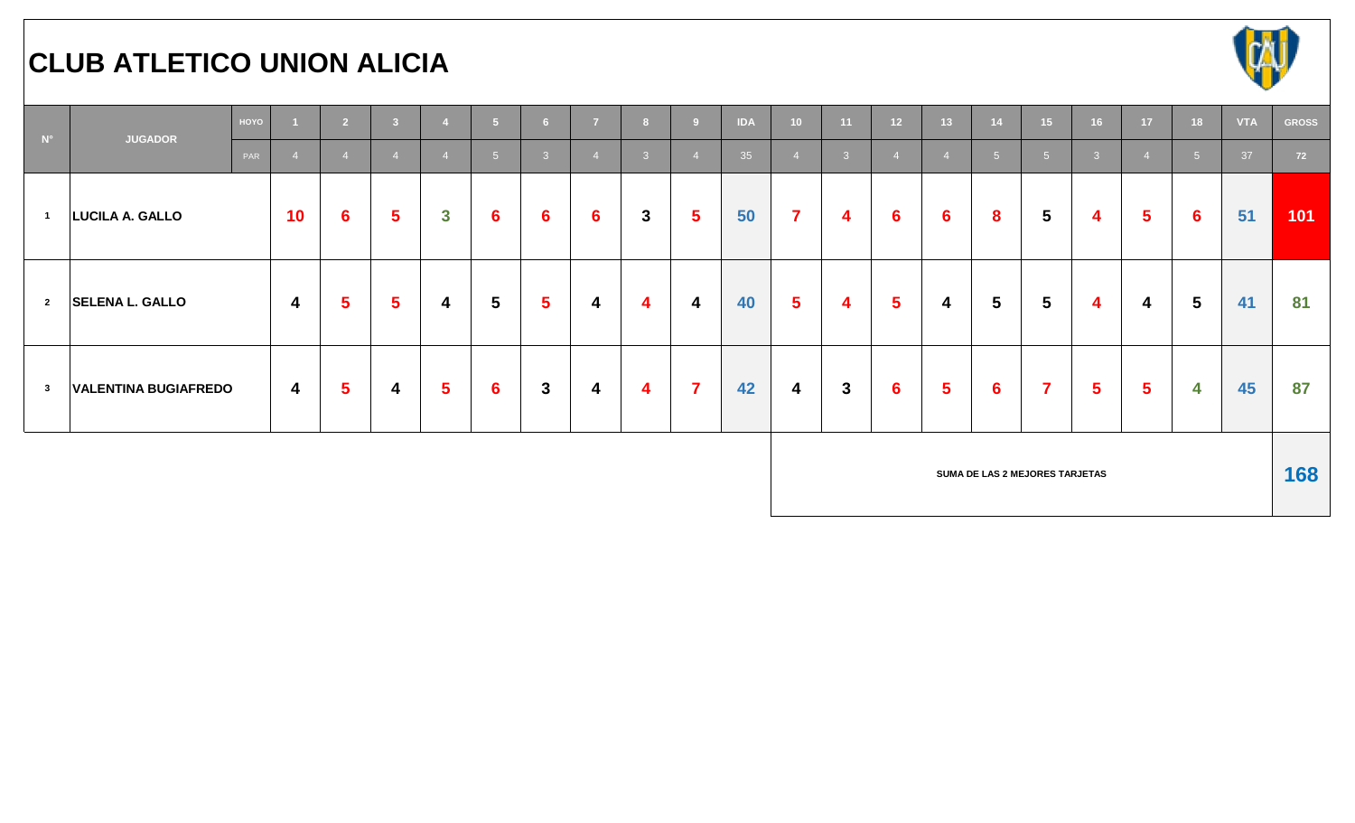# CLUB ATLETICO UNION ALICIA

| N° | JUGADOR | HOYO | 1 | 2 | 3 | 4 | 5 | 6 | 7 | 8 | 9 | IDA | 10 | 11 | 12 | 13 | 14 | 15 | 16 | 17 | 18 | VTA | GROSS |
|---|---|---|---|---|---|---|---|---|---|---|---|---|---|---|---|---|---|---|---|---|---|---|---|
| | | PAR | 4 | 4 | 4 | 4 | 5 | 3 | 4 | 3 | 4 | 35 | 4 | 3 | 4 | 4 | 5 | 5 | 3 | 4 | 5 | 37 | 72 |
| 1 | LUCILA A. GALLO | | 10 | 6 | 5 | 3 | 6 | 6 | 6 | 3 | 5 | 50 | 7 | 4 | 6 | 6 | 8 | 5 | 4 | 5 | 6 | 51 | 101 |
| 2 | SELENA L. GALLO | | 4 | 5 | 5 | 4 | 5 | 5 | 4 | 4 | 4 | 40 | 5 | 4 | 5 | 4 | 5 | 5 | 4 | 4 | 5 | 41 | 81 |
| 3 | VALENTINA BUGIAFREDO | | 4 | 5 | 4 | 5 | 6 | 3 | 4 | 4 | 7 | 42 | 4 | 3 | 6 | 5 | 6 | 7 | 5 | 5 | 4 | 45 | 87 |

| SUMA DE LAS 2 MEJORES TARJETAS | 168 |
|---|---|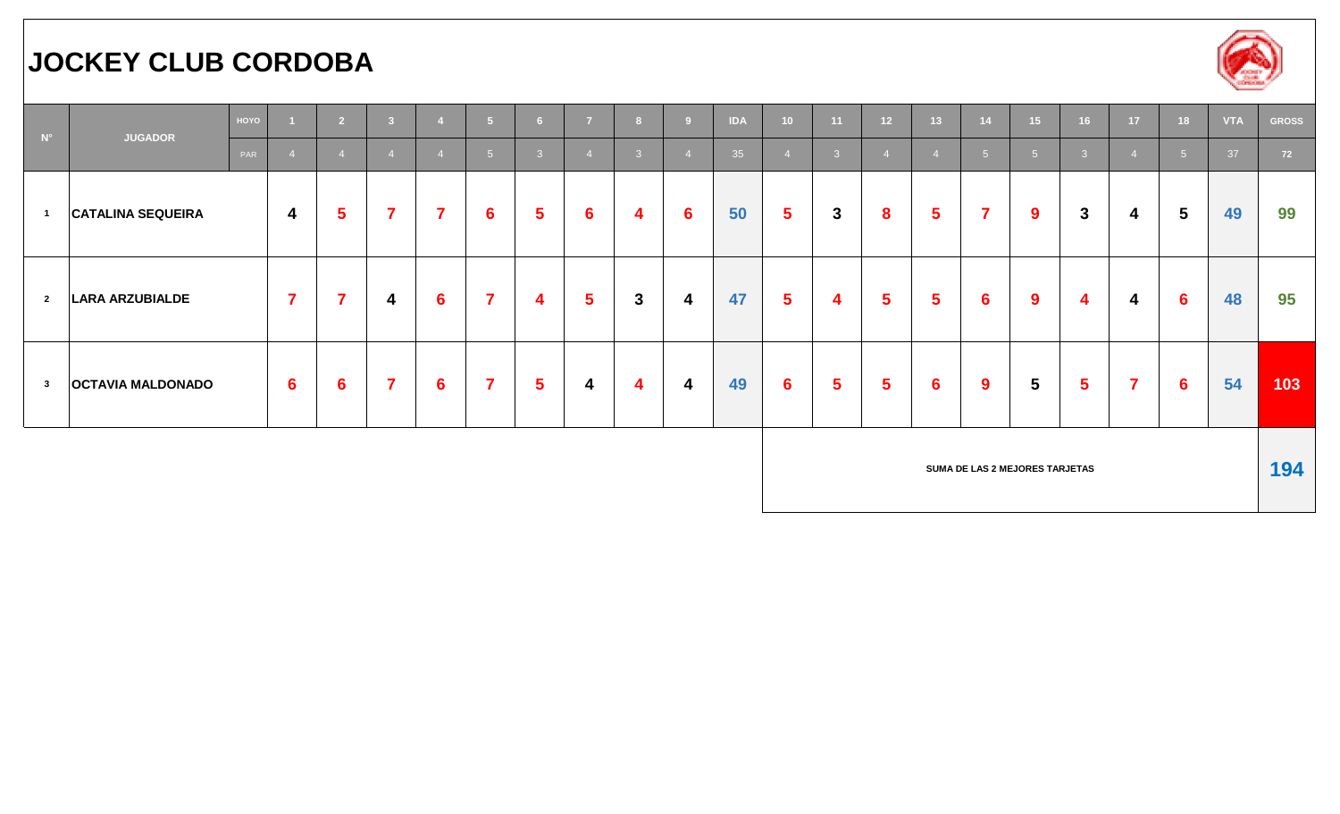# JOCKEY CLUB CORDOBA

| N° | JUGADOR | HOYO | 1 | 2 | 3 | 4 | 5 | 6 | 7 | 8 | 9 | IDA | 10 | 11 | 12 | 13 | 14 | 15 | 16 | 17 | 18 | VTA | GROSS |
|---|---|---|---|---|---|---|---|---|---|---|---|---|---|---|---|---|---|---|---|---|---|---|---|
| | | PAR | 4 | 4 | 4 | 4 | 5 | 3 | 4 | 3 | 4 | 35 | 4 | 3 | 4 | 4 | 5 | 5 | 3 | 4 | 5 | 37 | 72 |
| 1 | CATALINA SEQUEIRA | | 4 | 5 | 7 | 7 | 6 | 5 | 6 | 4 | 6 | 50 | 5 | 3 | 8 | 5 | 7 | 9 | 3 | 4 | 5 | 49 | 99 |
| 2 | LARA ARZUBIALDE | | 7 | 7 | 4 | 6 | 7 | 4 | 5 | 3 | 4 | 47 | 5 | 4 | 5 | 5 | 6 | 9 | 4 | 4 | 6 | 48 | 95 |
| 3 | OCTAVIA MALDONADO | | 6 | 6 | 7 | 6 | 7 | 5 | 4 | 4 | 4 | 49 | 6 | 5 | 5 | 6 | 9 | 5 | 5 | 7 | 6 | 54 | 103 |

SUMA DE LAS 2 MEJORES TARJETAS: **194**